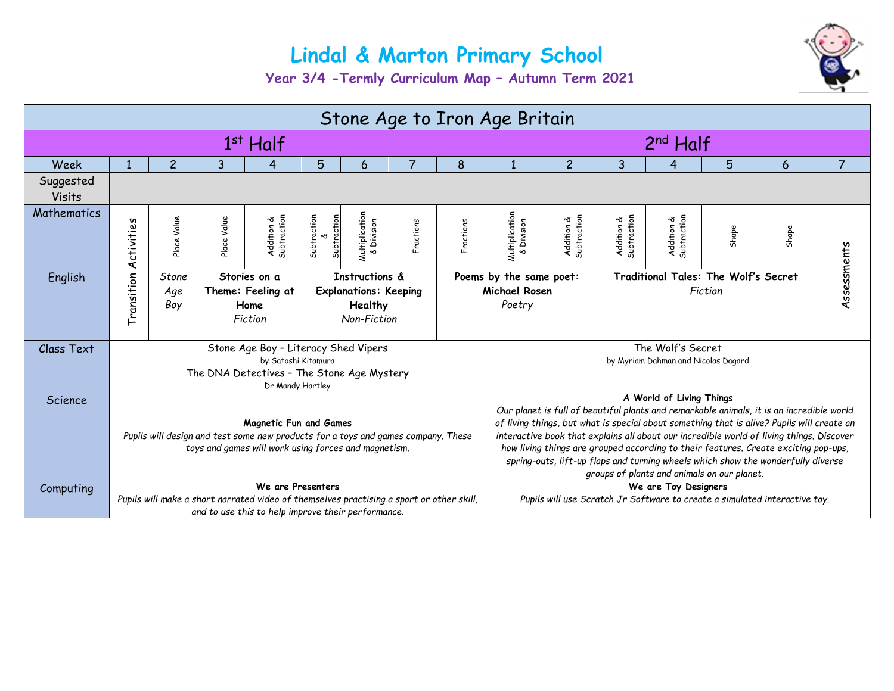# Lindal & Marton Primary School

## Year 3/4 -Termly Curriculum Map – Autumn Term 2021

| Stone Age to Iron Age Britain | | | | | | | | | | | | | | | |
|---|---|---|---|---|---|---|---|---|---|---|---|---|---|---|---|
| | 1st Half | | | | | | | | 2nd Half | | | | | | |
| Week | 1 | 2 | 3 | 4 | 5 | 6 | 7 | 8 | 1 | 2 | 3 | 4 | 5 | 6 | 7 |
| Suggested Visits | | | | | | | | | | | | | | | |
| Mathematics | Transition Activities | Place Value | Place Value | Addition & Subtraction | Subtraction & Subtraction | Multiplication & Division | Fractions | Fractions | Multiplication & Division | Addition & Subtraction | Addition & Subtraction | Addition & Subtraction | Shape | Shape | Assessments |
| English | | *Stone Age Boy* | **Stories on a Theme: Feeling at Home** *Fiction* | | **Instructions & Explanations: Keeping Healthy** *Non-Fiction* | | | **Poems by the same poet: Michael Rosen** *Poetry* | | | **Traditional Tales: The Wolf's Secret** *Fiction* | | | | |
| Class Text | Stone Age Boy – Literacy Shed Vipers by Satoshi Kitamura; The DNA Detectives – The Stone Age Mystery Dr Mandy Hartley | | | | | | | | The Wolf's Secret by Myriam Dahman and Nicolas Dagard | | | | | | |
| Science | **Magnetic Fun and Games** *Pupils will design and test some new products for a toys and games company. These toys and games will work using forces and magnetism.* | | | | | | | | **A World of Living Things** *Our planet is full of beautiful plants and remarkable animals, it is an incredible world of living things, but what is special about something that is alive? Pupils will create an interactive book that explains all about our incredible world of living things. Discover how living things are grouped according to their features. Create exciting pop-ups, spring-outs, lift-up flaps and turning wheels which show the wonderfully diverse groups of plants and animals on our planet.* | | | | | | |
| Computing | **We are Presenters** *Pupils will make a short narrated video of themselves practising a sport or other skill, and to use this to help improve their performance.* | | | | | | | | **We are Toy Designers** *Pupils will use Scratch Jr Software to create a simulated interactive toy.* | | | | | | |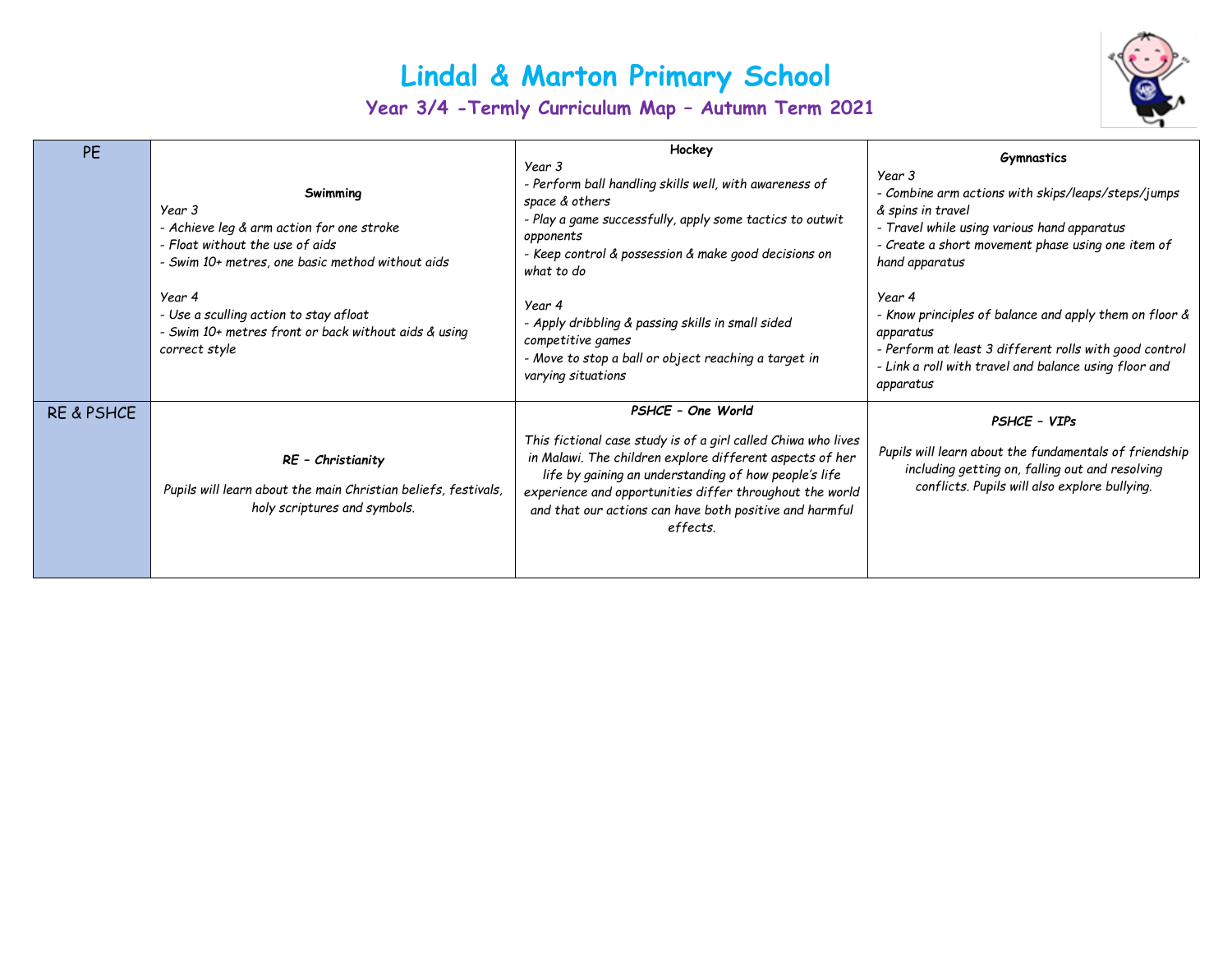# Lindal & Marton Primary School

## Year 3/4 -Termly Curriculum Map – Autumn Term 2021

| | | | |
|---|---|---|---|
| PE | **Swimming**<br>*Year 3*<br>*- Achieve leg & arm action for one stroke*<br>*- Float without the use of aids*<br>*- Swim 10+ metres, one basic method without aids*<br><br>*Year 4*<br>*- Use a sculling action to stay afloat*<br>*- Swim 10+ metres front or back without aids & using correct style* | **Hockey**<br>*Year 3*<br>*- Perform ball handling skills well, with awareness of space & others*<br>*- Play a game successfully, apply some tactics to outwit opponents*<br>*- Keep control & possession & make good decisions on what to do*<br><br>*Year 4*<br>*- Apply dribbling & passing skills in small sided competitive games*<br>*- Move to stop a ball or object reaching a target in varying situations* | **Gymnastics**<br>*Year 3*<br>*- Combine arm actions with skips/leaps/steps/jumps & spins in travel*<br>*- Travel while using various hand apparatus*<br>*- Create a short movement phase using one item of hand apparatus*<br><br>*Year 4*<br>*- Know principles of balance and apply them on floor & apparatus*<br>*- Perform at least 3 different rolls with good control*<br>*- Link a roll with travel and balance using floor and apparatus* |
| RE & PSHCE | ***RE – Christianity***<br><br>*Pupils will learn about the main Christian beliefs, festivals, holy scriptures and symbols.* | ***PSHCE – One World***<br><br>*This fictional case study is of a girl called Chiwa who lives in Malawi. The children explore different aspects of her life by gaining an understanding of how people's life experience and opportunities differ throughout the world and that our actions can have both positive and harmful effects.* | ***PSHCE – VIPs***<br><br>*Pupils will learn about the fundamentals of friendship including getting on, falling out and resolving conflicts. Pupils will also explore bullying.* |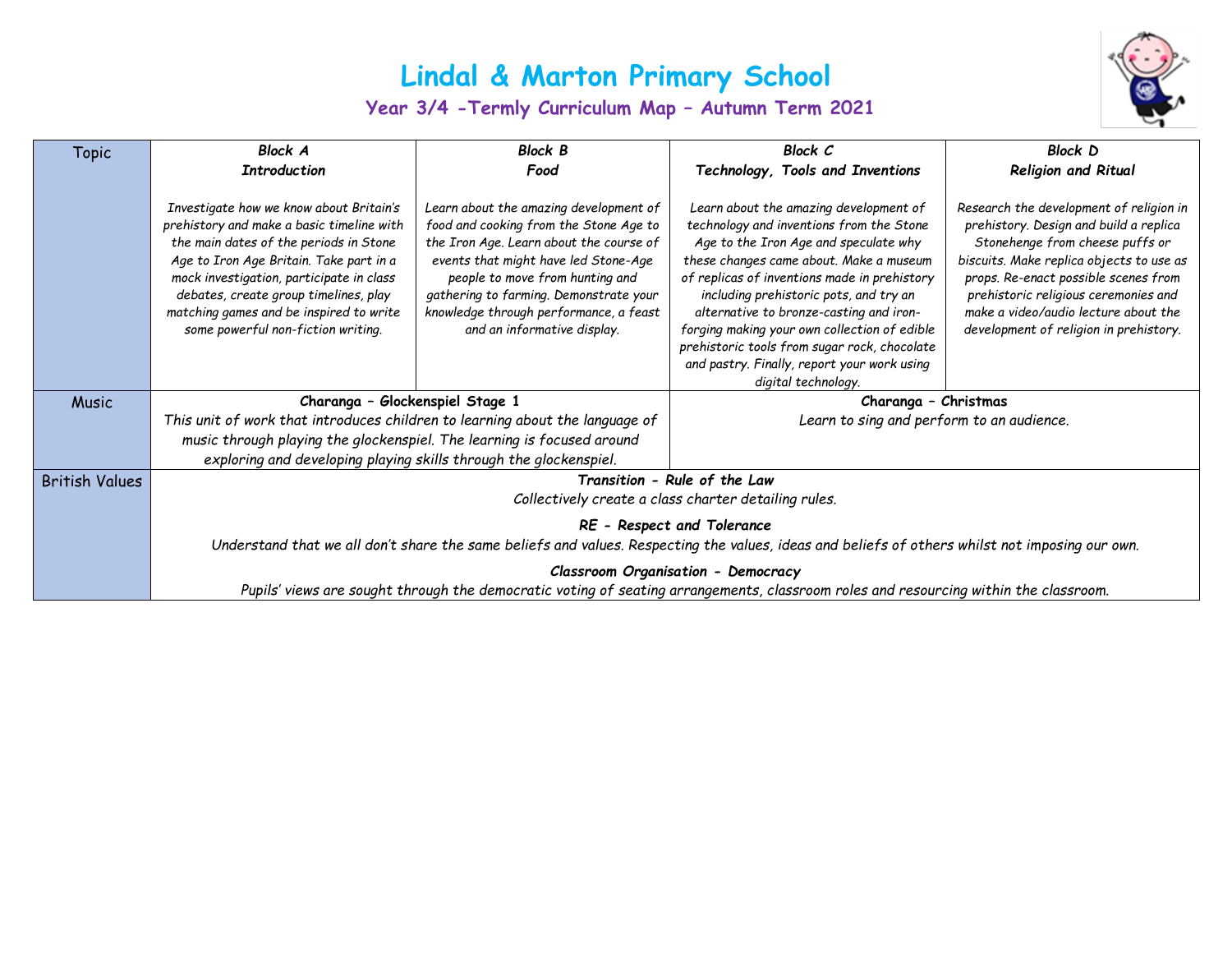# Lindal & Marton Primary School

## Year 3/4 -Termly Curriculum Map – Autumn Term 2021

| Topic | ***Block A*** ***Introduction*** *Investigate how we know about Britain's prehistory and make a basic timeline with the main dates of the periods in Stone Age to Iron Age Britain. Take part in a mock investigation, participate in class debates, create group timelines, play matching games and be inspired to write some powerful non-fiction writing.* | ***Block B*** ***Food*** *Learn about the amazing development of food and cooking from the Stone Age to the Iron Age. Learn about the course of events that might have led Stone-Age people to move from hunting and gathering to farming. Demonstrate your knowledge through performance, a feast and an informative display.* | ***Block C*** ***Technology, Tools and Inventions*** *Learn about the amazing development of technology and inventions from the Stone Age to the Iron Age and speculate why these changes came about. Make a museum of replicas of inventions made in prehistory including prehistoric pots, and try an alternative to bronze-casting and iron-forging making your own collection of edible prehistoric tools from sugar rock, chocolate and pastry. Finally, report your work using digital technology.* | ***Block D*** ***Religion and Ritual*** *Research the development of religion in prehistory. Design and build a replica Stonehenge from cheese puffs or biscuits. Make replica objects to use as props. Re-enact possible scenes from prehistoric religious ceremonies and make a video/audio lecture about the development of religion in prehistory.* |
|---|---|---|---|---|
| Music | **Charanga – Glockenspiel Stage 1** *This unit of work that introduces children to learning about the language of music through playing the glockenspiel. The learning is focused around exploring and developing playing skills through the glockenspiel.* | | **Charanga – Christmas** *Learn to sing and perform to an audience.* | |
| British Values | ***Transition - Rule of the Law*** *Collectively create a class charter detailing rules.* ***RE - Respect and Tolerance*** *Understand that we all don't share the same beliefs and values. Respecting the values, ideas and beliefs of others whilst not imposing our own.* ***Classroom Organisation - Democracy*** *Pupils' views are sought through the democratic voting of seating arrangements, classroom roles and resourcing within the classroom.* | | | |